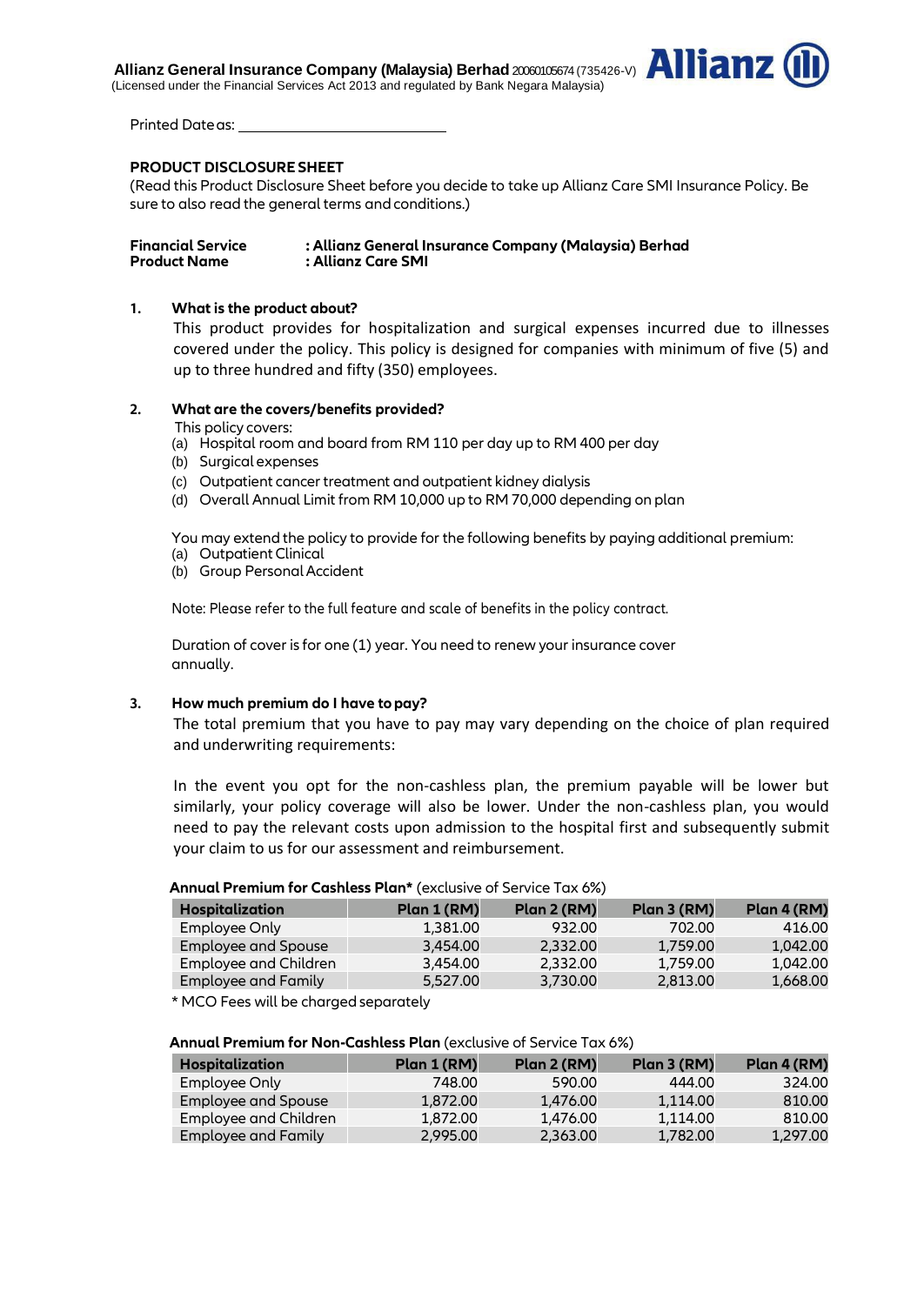**Allianz General Insurance Company (Malaysia) Berhad** 200601005674 (735426-V)
(Licensed under the Financial Services Act 2013 and regulated by Bank Negara Malaysia)

Printed Date as: ___________________________

## PRODUCT DISCLOSURE SHEET

(Read this Product Disclosure Sheet before you decide to take up Allianz Care SMI Insurance Policy. Be sure to also read the general terms and conditions.)

**Financial Service : Allianz General Insurance Company (Malaysia) Berhad**
**Product Name : Allianz Care SMI**

### 1. What is the product about?

This product provides for hospitalization and surgical expenses incurred due to illnesses covered under the policy. This policy is designed for companies with minimum of five (5) and up to three hundred and fifty (350) employees.

### 2. What are the covers/benefits provided?

This policy covers:

(a) Hospital room and board from RM 110 per day up to RM 400 per day
(b) Surgical expenses
(c) Outpatient cancer treatment and outpatient kidney dialysis
(d) Overall Annual Limit from RM 10,000 up to RM 70,000 depending on plan

You may extend the policy to provide for the following benefits by paying additional premium:

(a) Outpatient Clinical
(b) Group Personal Accident

Note: Please refer to the full feature and scale of benefits in the policy contract.

Duration of cover is for one (1) year. You need to renew your insurance cover annually.

### 3. How much premium do I have to pay?

The total premium that you have to pay may vary depending on the choice of plan required and underwriting requirements:

In the event you opt for the non-cashless plan, the premium payable will be lower but similarly, your policy coverage will also be lower. Under the non-cashless plan, you would need to pay the relevant costs upon admission to the hospital first and subsequently submit your claim to us for our assessment and reimbursement.

**Annual Premium for Cashless Plan*** (exclusive of Service Tax 6%)

| Hospitalization | Plan 1 (RM) | Plan 2 (RM) | Plan 3 (RM) | Plan 4 (RM) |
|---|---|---|---|---|
| Employee Only | 1,381.00 | 932.00 | 702.00 | 416.00 |
| Employee and Spouse | 3,454.00 | 2,332.00 | 1,759.00 | 1,042.00 |
| Employee and Children | 3,454.00 | 2,332.00 | 1,759.00 | 1,042.00 |
| Employee and Family | 5,527.00 | 3,730.00 | 2,813.00 | 1,668.00 |

* MCO Fees will be charged separately

**Annual Premium for Non-Cashless Plan** (exclusive of Service Tax 6%)

| Hospitalization | Plan 1 (RM) | Plan 2 (RM) | Plan 3 (RM) | Plan 4 (RM) |
|---|---|---|---|---|
| Employee Only | 748.00 | 590.00 | 444.00 | 324.00 |
| Employee and Spouse | 1,872.00 | 1,476.00 | 1,114.00 | 810.00 |
| Employee and Children | 1,872.00 | 1,476.00 | 1,114.00 | 810.00 |
| Employee and Family | 2,995.00 | 2,363.00 | 1,782.00 | 1,297.00 |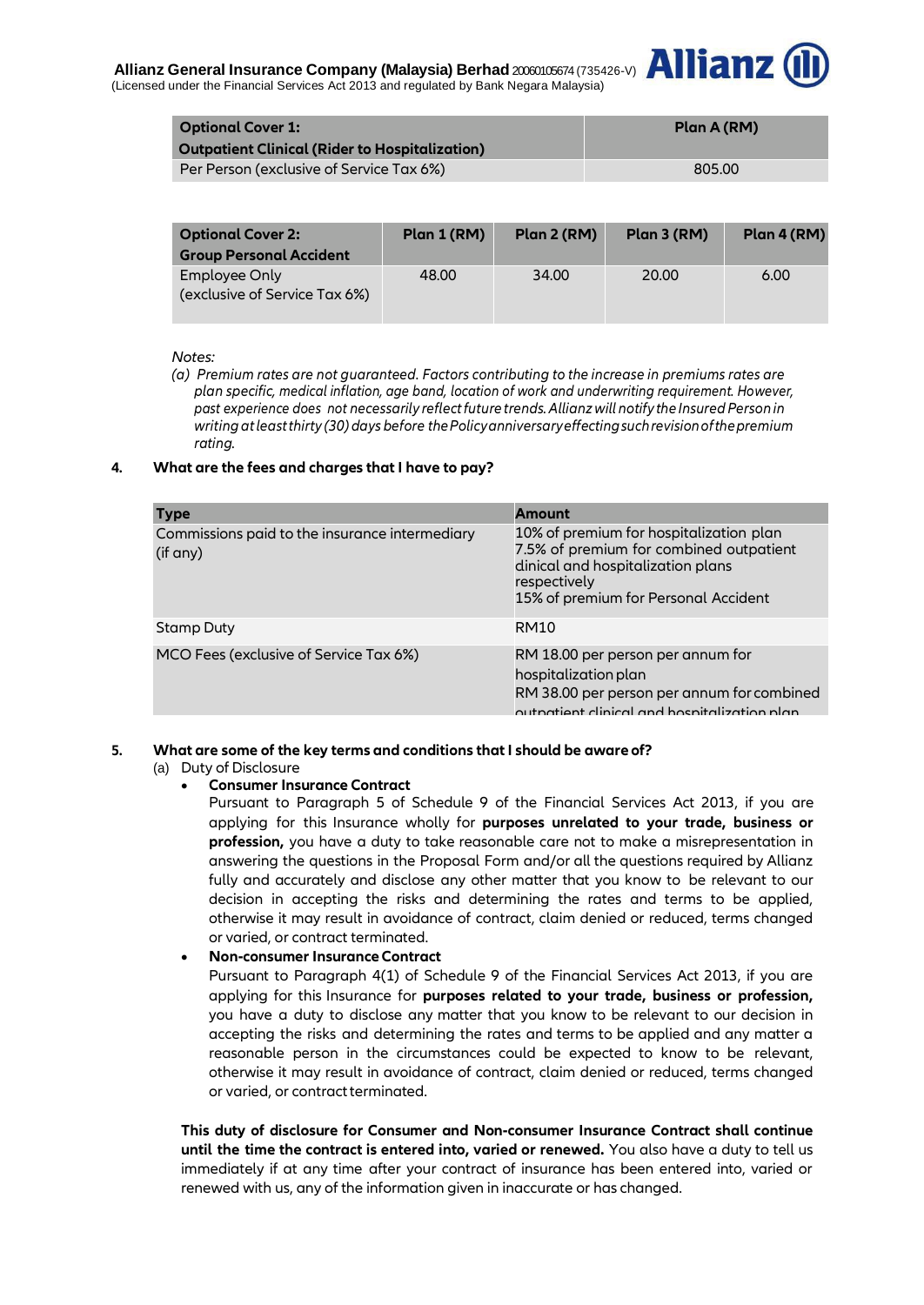| Optional Cover 1: Outpatient Clinical (Rider to Hospitalization) | Plan A (RM) |
| --- | --- |
| Per Person (exclusive of Service Tax 6%) | 805.00 |

| Optional Cover 2: Group Personal Accident | Plan 1 (RM) | Plan 2 (RM) | Plan 3 (RM) | Plan 4 (RM) |
| --- | --- | --- | --- | --- |
| Employee Only (exclusive of Service Tax 6%) | 48.00 | 34.00 | 20.00 | 6.00 |

*Notes:*

*(a) Premium rates are not guaranteed. Factors contributing to the increase in premiums rates are plan specific, medical inflation, age band, location of work and underwriting requirement. However, past experience does not necessarily reflect future trends. Allianz will notify the Insured Person in writing at least thirty (30) days before the Policy anniversary effecting such revision of the premium rating.*

**4. What are the fees and charges that I have to pay?**

| Type | Amount |
| --- | --- |
| Commissions paid to the insurance intermediary (if any) | 10% of premium for hospitalization plan<br>7.5% of premium for combined outpatient clinical and hospitalization plans respectively<br>15% of premium for Personal Accident |
| Stamp Duty | RM10 |
| MCO Fees (exclusive of Service Tax 6%) | RM 18.00 per person per annum for hospitalization plan<br>RM 38.00 per person per annum for combined outpatient clinical and hospitalization plan |

**5. What are some of the key terms and conditions that I should be aware of?**

(a) Duty of Disclosure

- **Consumer Insurance Contract**
  Pursuant to Paragraph 5 of Schedule 9 of the Financial Services Act 2013, if you are applying for this Insurance wholly for **purposes unrelated to your trade, business or profession,** you have a duty to take reasonable care not to make a misrepresentation in answering the questions in the Proposal Form and/or all the questions required by Allianz fully and accurately and disclose any other matter that you know to be relevant to our decision in accepting the risks and determining the rates and terms to be applied, otherwise it may result in avoidance of contract, claim denied or reduced, terms changed or varied, or contract terminated.
- **Non-consumer Insurance Contract**
  Pursuant to Paragraph 4(1) of Schedule 9 of the Financial Services Act 2013, if you are applying for this Insurance for **purposes related to your trade, business or profession,** you have a duty to disclose any matter that you know to be relevant to our decision in accepting the risks and determining the rates and terms to be applied and any matter a reasonable person in the circumstances could be expected to know to be relevant, otherwise it may result in avoidance of contract, claim denied or reduced, terms changed or varied, or contract terminated.

**This duty of disclosure for Consumer and Non-consumer Insurance Contract shall continue until the time the contract is entered into, varied or renewed.** You also have a duty to tell us immediately if at any time after your contract of insurance has been entered into, varied or renewed with us, any of the information given in inaccurate or has changed.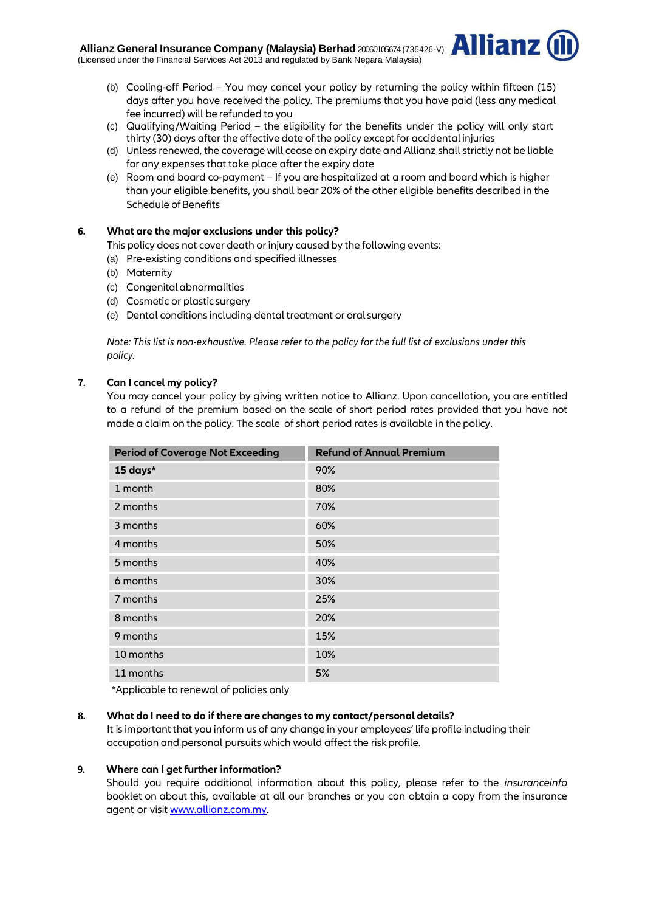(b) Cooling-off Period – You may cancel your policy by returning the policy within fifteen (15) days after you have received the policy. The premiums that you have paid (less any medical fee incurred) will be refunded to you

(c) Qualifying/Waiting Period – the eligibility for the benefits under the policy will only start thirty (30) days after the effective date of the policy except for accidental injuries

(d) Unless renewed, the coverage will cease on expiry date and Allianz shall strictly not be liable for any expenses that take place after the expiry date

(e) Room and board co-payment – If you are hospitalized at a room and board which is higher than your eligible benefits, you shall bear 20% of the other eligible benefits described in the Schedule of Benefits

**6. What are the major exclusions under this policy?**

This policy does not cover death or injury caused by the following events:

(a) Pre-existing conditions and specified illnesses
(b) Maternity
(c) Congenital abnormalities
(d) Cosmetic or plastic surgery
(e) Dental conditions including dental treatment or oral surgery

*Note: This list is non-exhaustive. Please refer to the policy for the full list of exclusions under this policy.*

**7. Can I cancel my policy?**

You may cancel your policy by giving written notice to Allianz. Upon cancellation, you are entitled to a refund of the premium based on the scale of short period rates provided that you have not made a claim on the policy. The scale of short period rates is available in the policy.

| Period of Coverage Not Exceeding | Refund of Annual Premium |
|---|---|
| **15 days*** | 90% |
| 1 month | 80% |
| 2 months | 70% |
| 3 months | 60% |
| 4 months | 50% |
| 5 months | 40% |
| 6 months | 30% |
| 7 months | 25% |
| 8 months | 20% |
| 9 months | 15% |
| 10 months | 10% |
| 11 months | 5% |

*Applicable to renewal of policies only

**8. What do I need to do if there are changes to my contact/personal details?**

It is important that you inform us of any change in your employees' life profile including their occupation and personal pursuits which would affect the risk profile.

**9. Where can I get further information?**

Should you require additional information about this policy, please refer to the *insuranceinfo* booklet on about this, available at all our branches or you can obtain a copy from the insurance agent or visit www.allianz.com.my.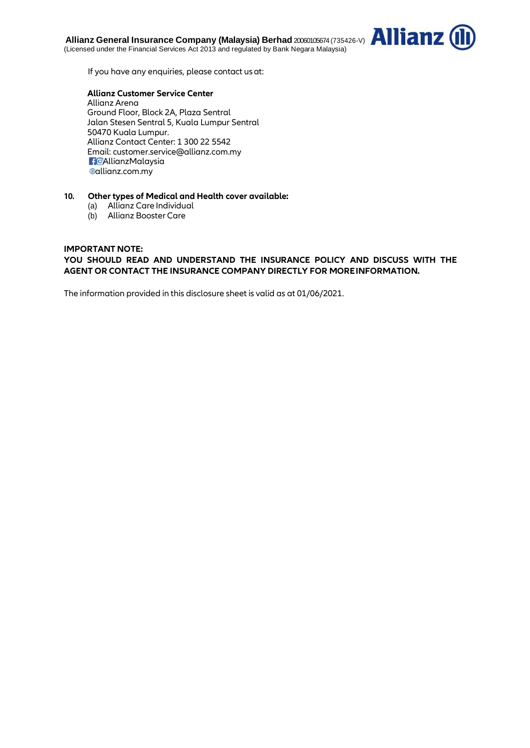If you have any enquiries, please contact us at:

**Allianz Customer Service Center**
Allianz Arena
Ground Floor, Block 2A, Plaza Sentral
Jalan Stesen Sentral 5, Kuala Lumpur Sentral
50470 Kuala Lumpur.
Allianz Contact Center: 1 300 22 5542
Email: customer.service@allianz.com.my
AllianzMalaysia
allianz.com.my

**10. Other types of Medical and Health cover available:**

(a) Allianz Care Individual
(b) Allianz Booster Care

**IMPORTANT NOTE:**
**YOU SHOULD READ AND UNDERSTAND THE INSURANCE POLICY AND DISCUSS WITH THE AGENT OR CONTACT THE INSURANCE COMPANY DIRECTLY FOR MORE INFORMATION.**

The information provided in this disclosure sheet is valid as at 01/06/2021.